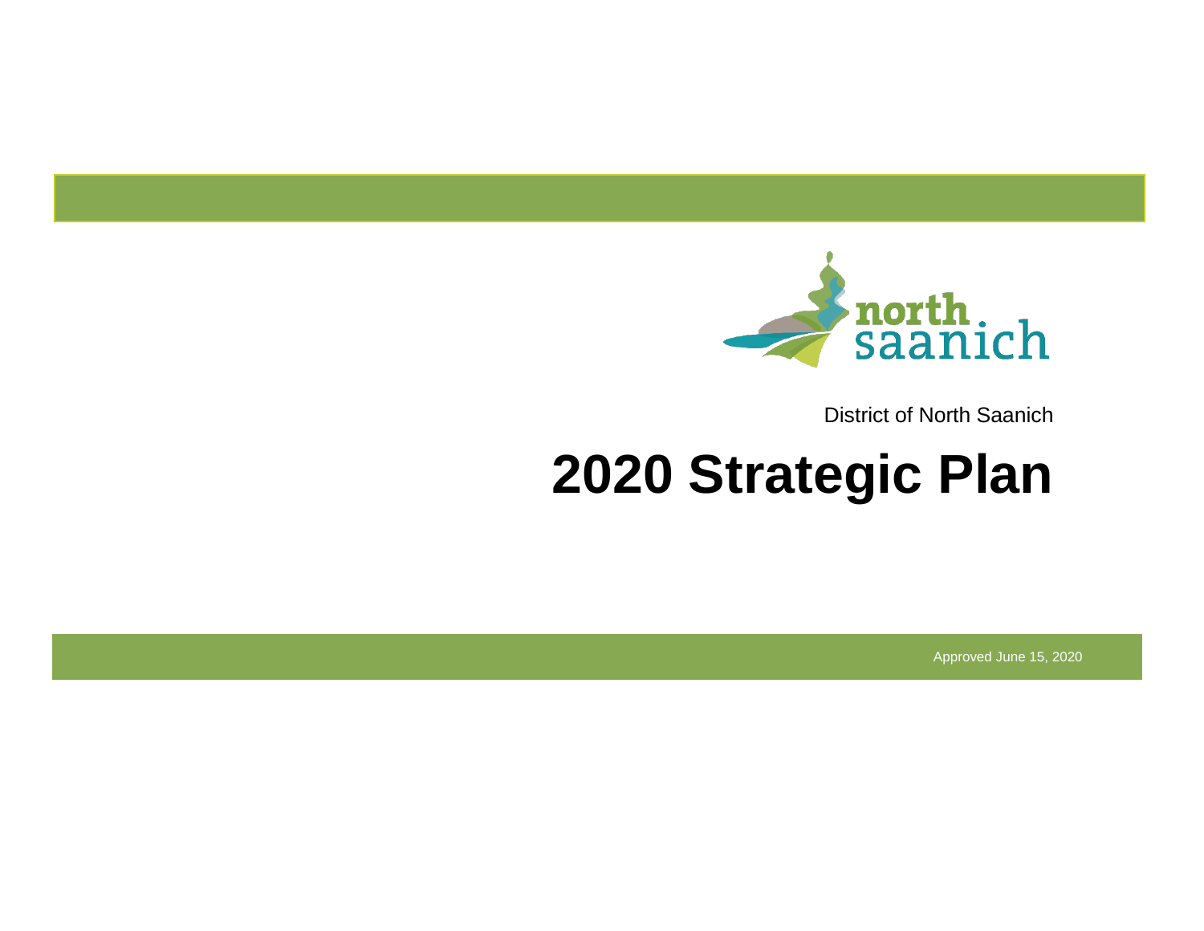District of North Saanich

# 2020 Strategic Plan

Approved June 15, 2020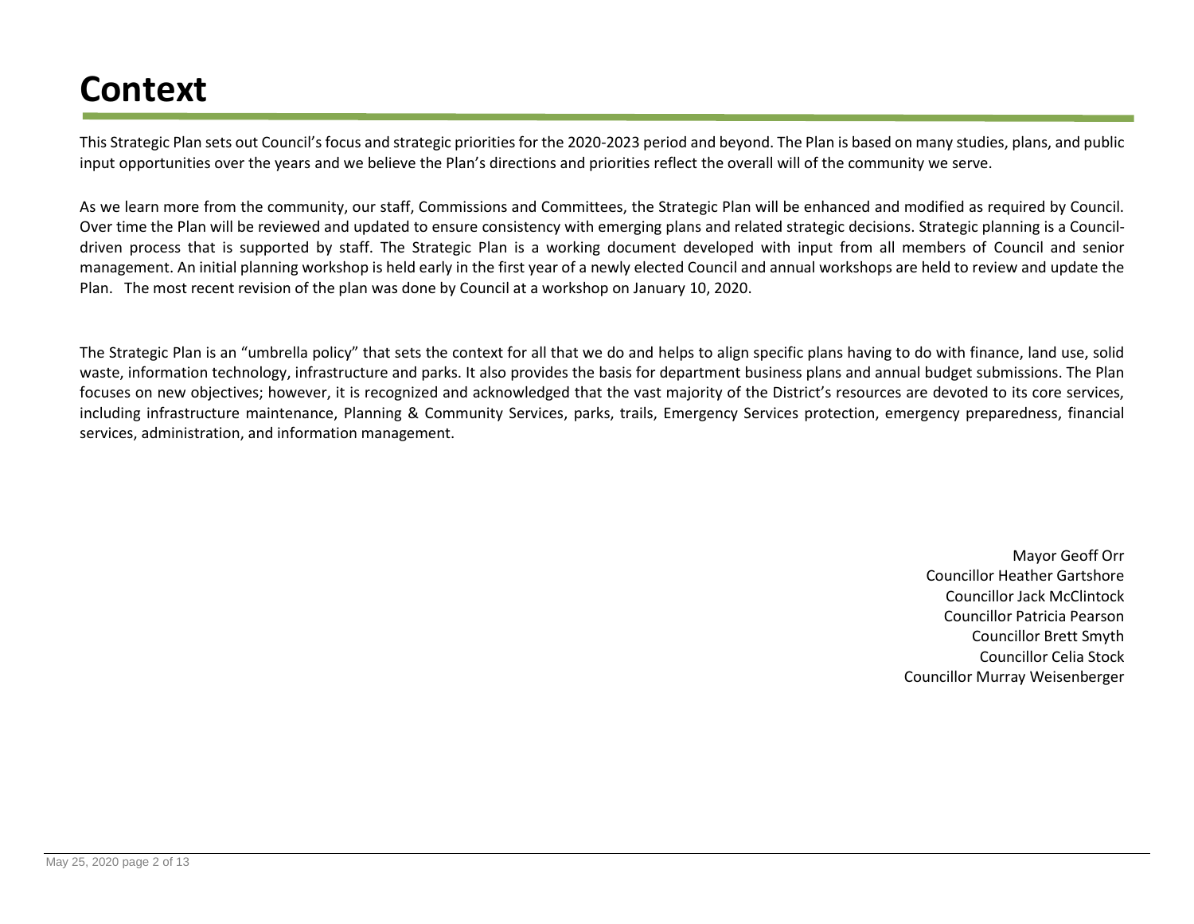# Context

This Strategic Plan sets out Council's focus and strategic priorities for the 2020-2023 period and beyond. The Plan is based on many studies, plans, and public input opportunities over the years and we believe the Plan's directions and priorities reflect the overall will of the community we serve.

As we learn more from the community, our staff, Commissions and Committees, the Strategic Plan will be enhanced and modified as required by Council. Over time the Plan will be reviewed and updated to ensure consistency with emerging plans and related strategic decisions. Strategic planning is a Council-driven process that is supported by staff. The Strategic Plan is a working document developed with input from all members of Council and senior management. An initial planning workshop is held early in the first year of a newly elected Council and annual workshops are held to review and update the Plan. The most recent revision of the plan was done by Council at a workshop on January 10, 2020.

The Strategic Plan is an "umbrella policy" that sets the context for all that we do and helps to align specific plans having to do with finance, land use, solid waste, information technology, infrastructure and parks. It also provides the basis for department business plans and annual budget submissions. The Plan focuses on new objectives; however, it is recognized and acknowledged that the vast majority of the District's resources are devoted to its core services, including infrastructure maintenance, Planning & Community Services, parks, trails, Emergency Services protection, emergency preparedness, financial services, administration, and information management.

Mayor Geoff Orr
Councillor Heather Gartshore
Councillor Jack McClintock
Councillor Patricia Pearson
Councillor Brett Smyth
Councillor Celia Stock
Councillor Murray Weisenberger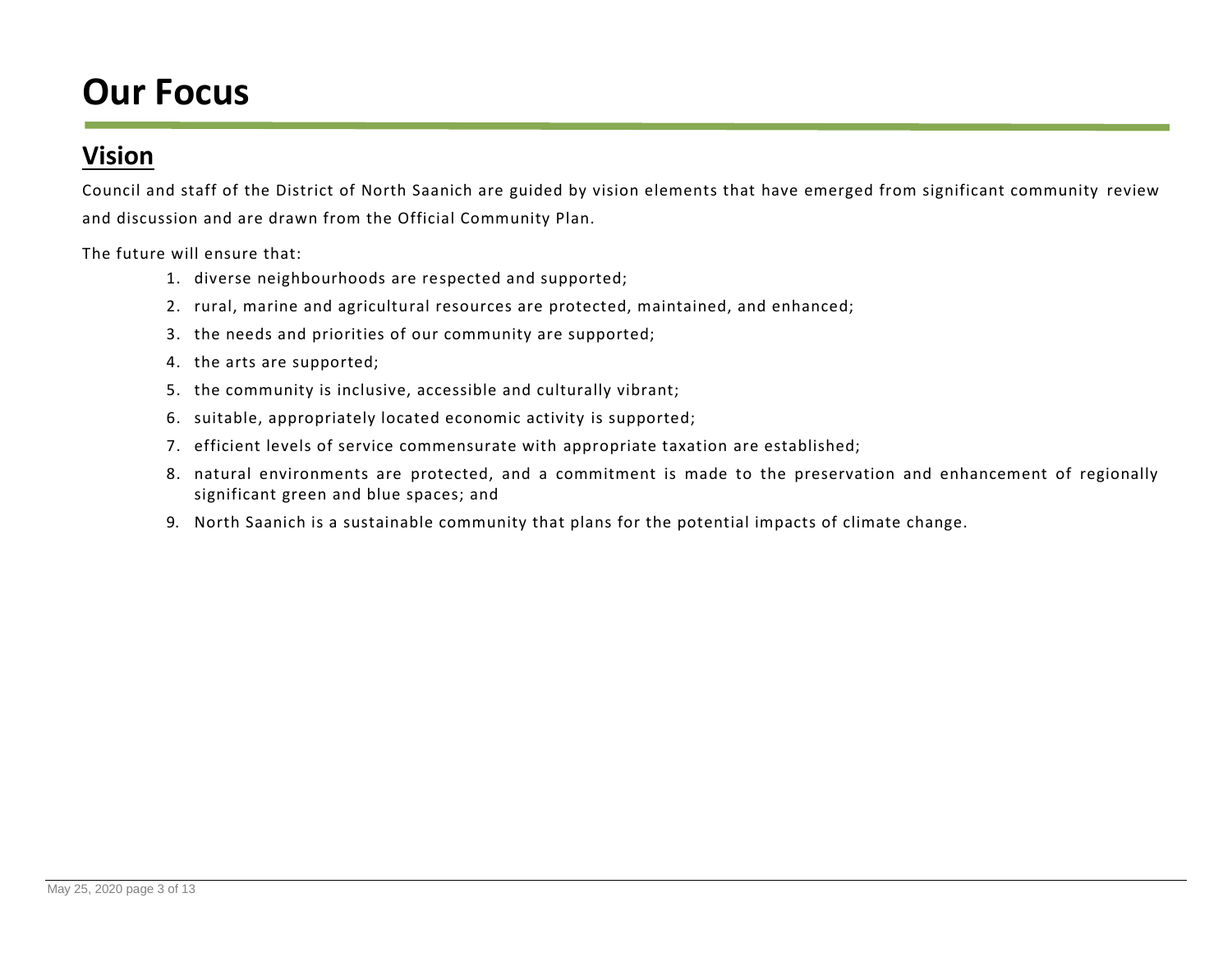# Our Focus

## Vision

Council and staff of the District of North Saanich are guided by vision elements that have emerged from significant community review and discussion and are drawn from the Official Community Plan.

The future will ensure that:

1. diverse neighbourhoods are respected and supported;
2. rural, marine and agricultural resources are protected, maintained, and enhanced;
3. the needs and priorities of our community are supported;
4. the arts are supported;
5. the community is inclusive, accessible and culturally vibrant;
6. suitable, appropriately located economic activity is supported;
7. efficient levels of service commensurate with appropriate taxation are established;
8. natural environments are protected, and a commitment is made to the preservation and enhancement of regionally significant green and blue spaces; and
9. North Saanich is a sustainable community that plans for the potential impacts of climate change.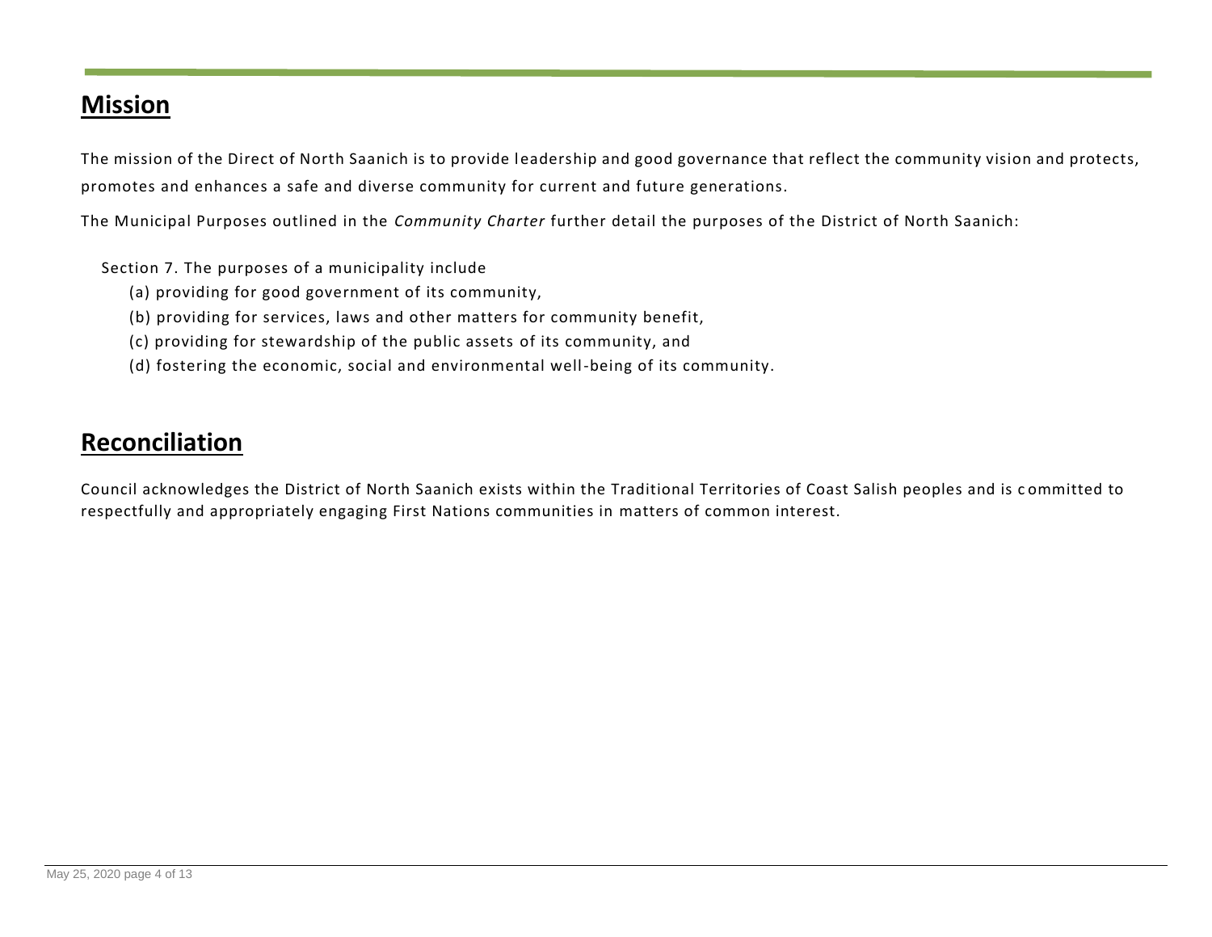## Mission

The mission of the Direct of North Saanich is to provide leadership and good governance that reflect the community vision and protects, promotes and enhances a safe and diverse community for current and future generations.

The Municipal Purposes outlined in the *Community Charter* further detail the purposes of the District of North Saanich:

Section 7. The purposes of a municipality include

(a) providing for good government of its community,

(b) providing for services, laws and other matters for community benefit,

(c) providing for stewardship of the public assets of its community, and

(d) fostering the economic, social and environmental well-being of its community.

## Reconciliation

Council acknowledges the District of North Saanich exists within the Traditional Territories of Coast Salish peoples and is committed to respectfully and appropriately engaging First Nations communities in matters of common interest.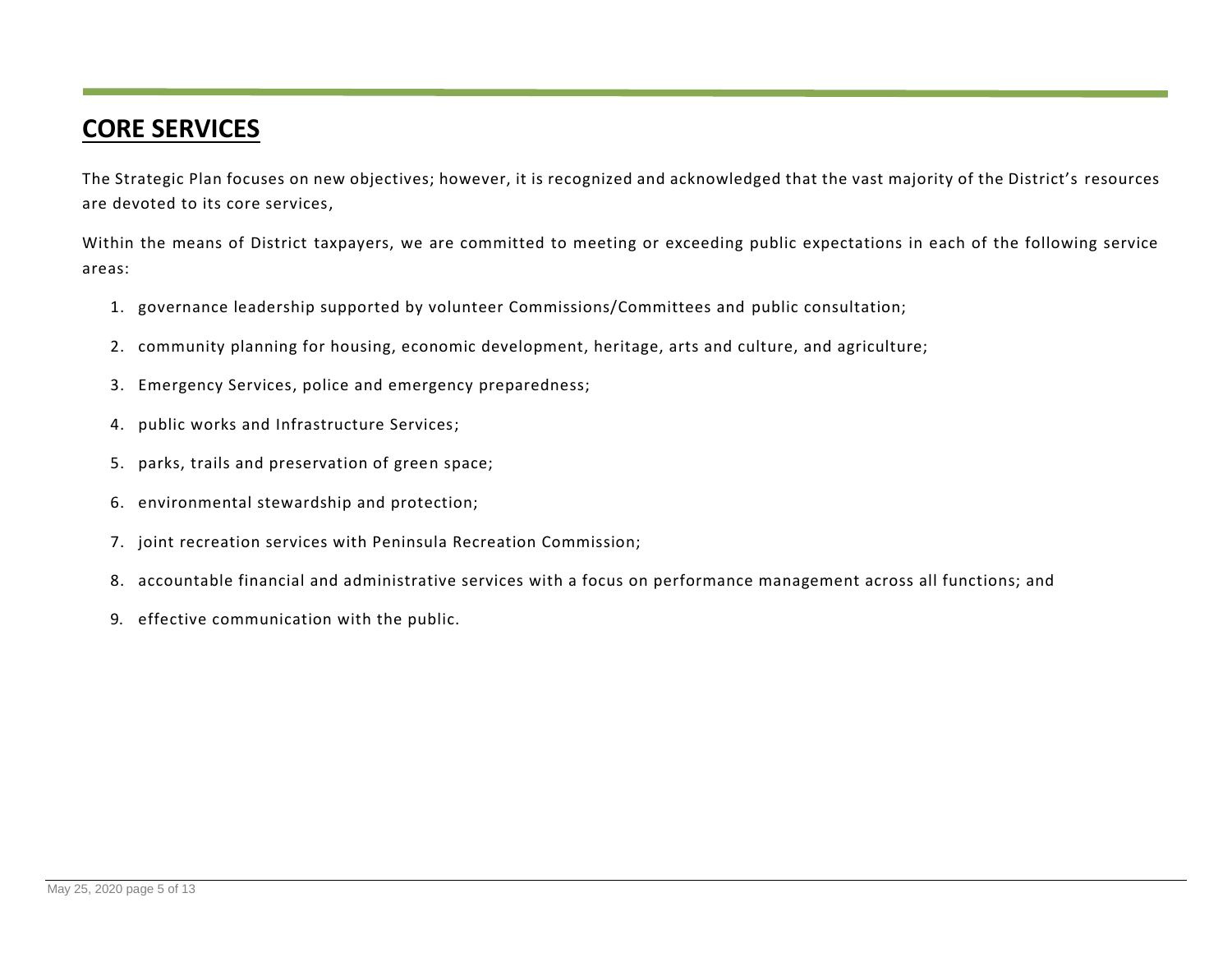## CORE SERVICES

The Strategic Plan focuses on new objectives; however, it is recognized and acknowledged that the vast majority of the District's resources are devoted to its core services,

Within the means of District taxpayers, we are committed to meeting or exceeding public expectations in each of the following service areas:

1. governance leadership supported by volunteer Commissions/Committees and public consultation;
2. community planning for housing, economic development, heritage, arts and culture, and agriculture;
3. Emergency Services, police and emergency preparedness;
4. public works and Infrastructure Services;
5. parks, trails and preservation of green space;
6. environmental stewardship and protection;
7. joint recreation services with Peninsula Recreation Commission;
8. accountable financial and administrative services with a focus on performance management across all functions; and
9. effective communication with the public.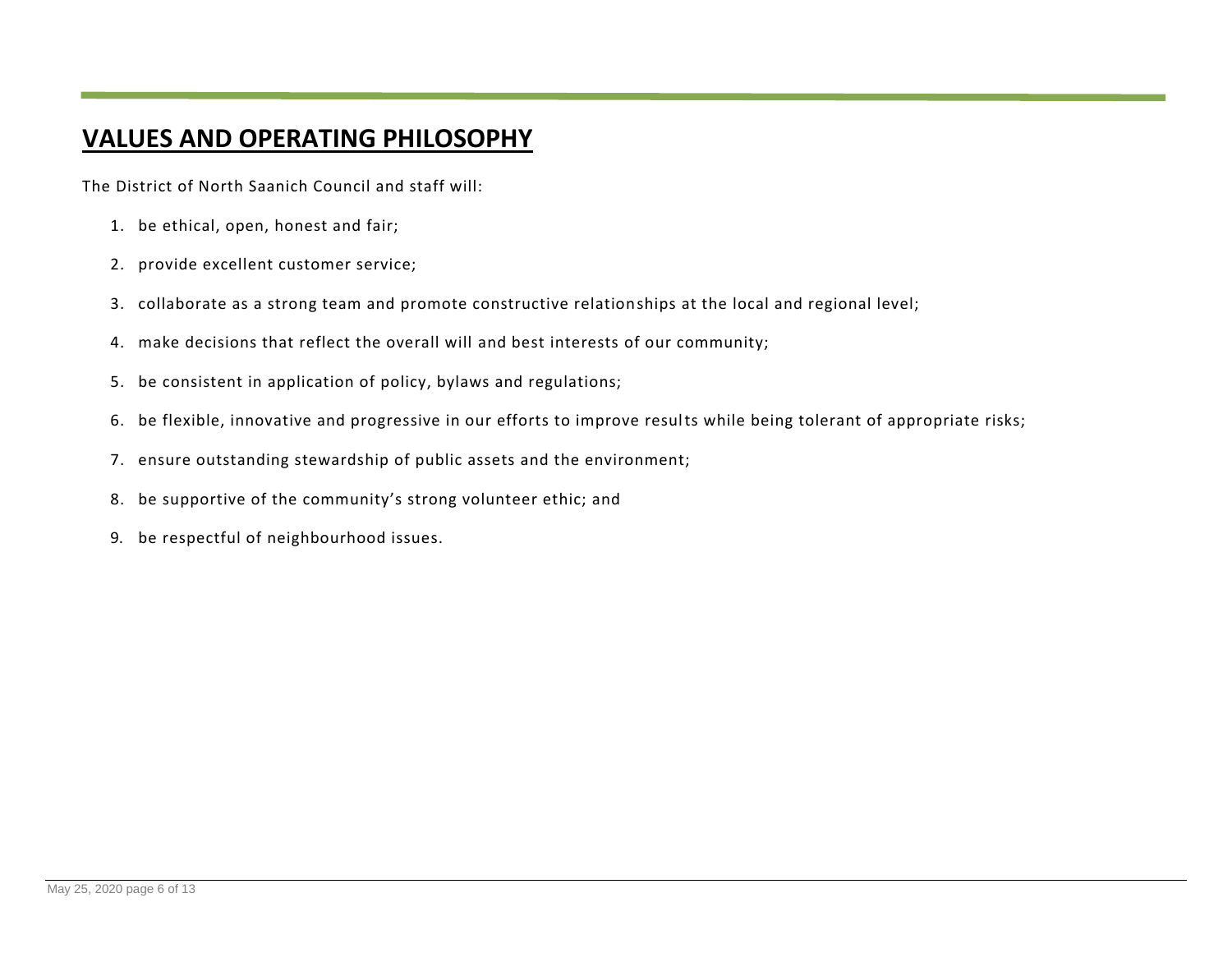## VALUES AND OPERATING PHILOSOPHY

The District of North Saanich Council and staff will:

1. be ethical, open, honest and fair;
2. provide excellent customer service;
3. collaborate as a strong team and promote constructive relationships at the local and regional level;
4. make decisions that reflect the overall will and best interests of our community;
5. be consistent in application of policy, bylaws and regulations;
6. be flexible, innovative and progressive in our efforts to improve results while being tolerant of appropriate risks;
7. ensure outstanding stewardship of public assets and the environment;
8. be supportive of the community's strong volunteer ethic; and
9. be respectful of neighbourhood issues.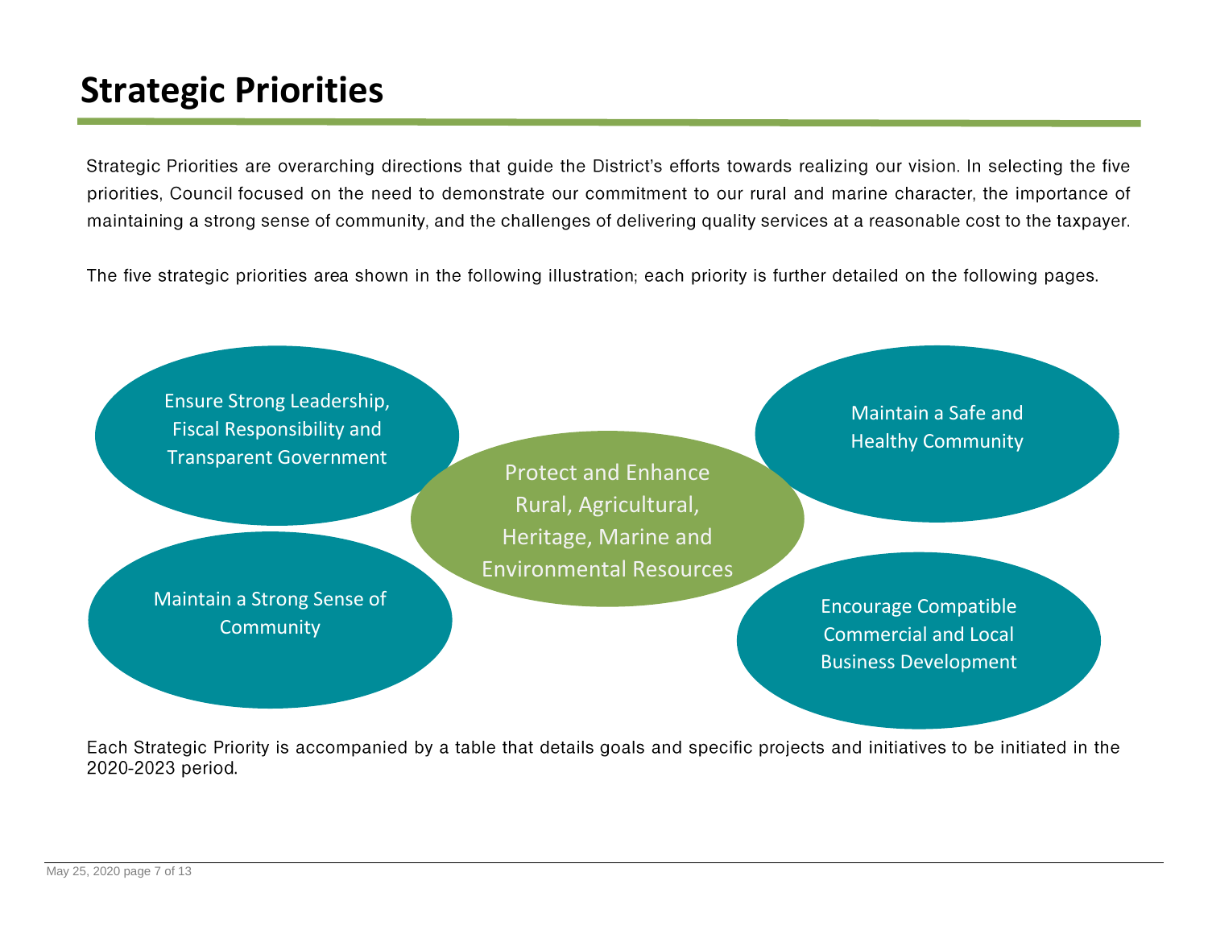# Strategic Priorities

Strategic Priorities are overarching directions that guide the District's efforts towards realizing our vision. In selecting the five priorities, Council focused on the need to demonstrate our commitment to our rural and marine character, the importance of maintaining a strong sense of community, and the challenges of delivering quality services at a reasonable cost to the taxpayer.

The five strategic priorities area shown in the following illustration; each priority is further detailed on the following pages.

- Ensure Strong Leadership, Fiscal Responsibility and Transparent Government
- Maintain a Safe and Healthy Community
- Protect and Enhance Rural, Agricultural, Heritage, Marine and Environmental Resources
- Maintain a Strong Sense of Community
- Encourage Compatible Commercial and Local Business Development

Each Strategic Priority is accompanied by a table that details goals and specific projects and initiatives to be initiated in the 2020-2023 period.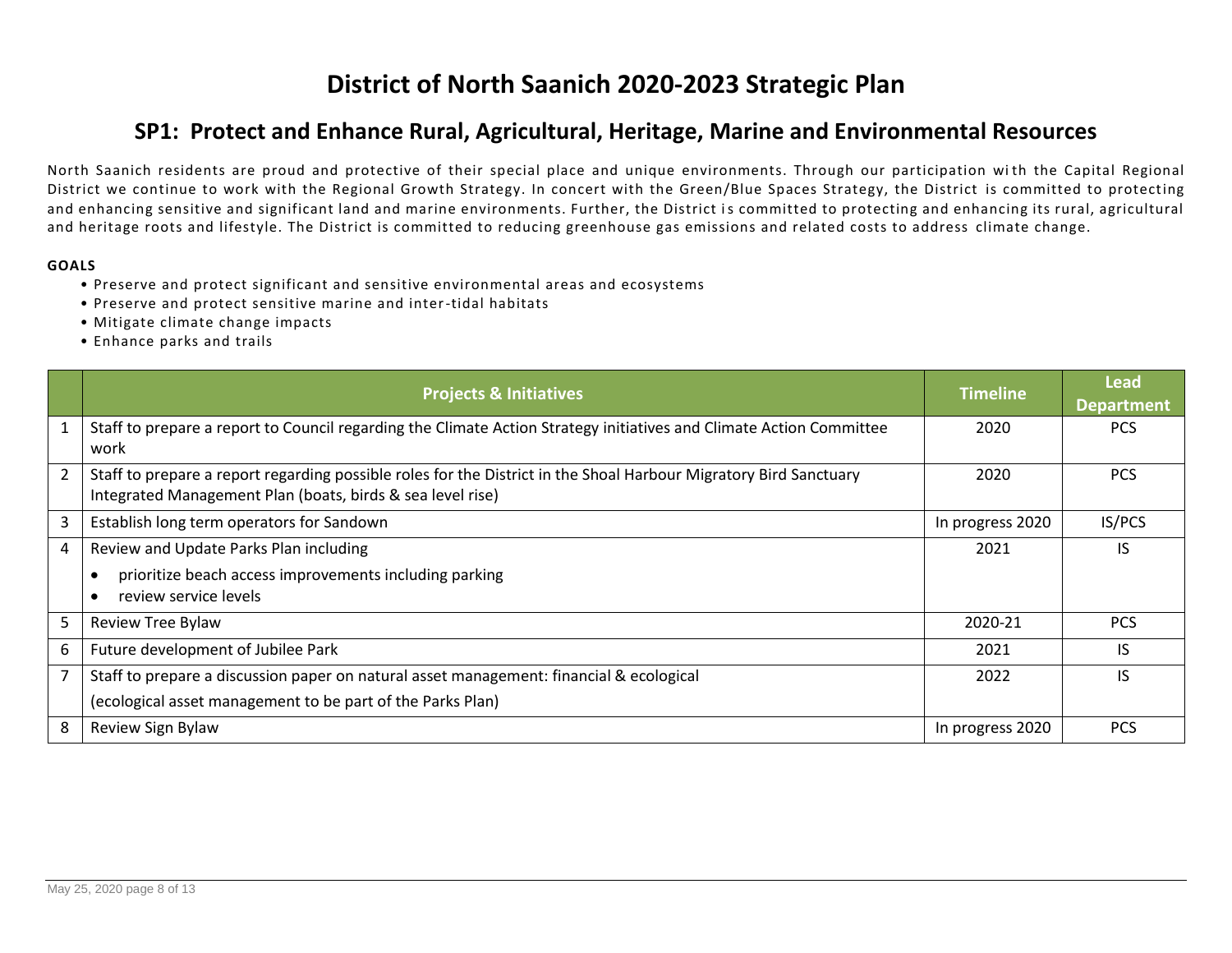# District of North Saanich 2020-2023 Strategic Plan

## SP1: Protect and Enhance Rural, Agricultural, Heritage, Marine and Environmental Resources

North Saanich residents are proud and protective of their special place and unique environments. Through our participation with the Capital Regional District we continue to work with the Regional Growth Strategy. In concert with the Green/Blue Spaces Strategy, the District is committed to protecting and enhancing sensitive and significant land and marine environments. Further, the District is committed to protecting and enhancing its rural, agricultural and heritage roots and lifestyle. The District is committed to reducing greenhouse gas emissions and related costs to address climate change.

**GOALS**

- Preserve and protect significant and sensitive environmental areas and ecosystems
- Preserve and protect sensitive marine and inter-tidal habitats
- Mitigate climate change impacts
- Enhance parks and trails

| | Projects & Initiatives | Timeline | Lead Department |
|---|---|---|---|
| 1 | Staff to prepare a report to Council regarding the Climate Action Strategy initiatives and Climate Action Committee work | 2020 | PCS |
| 2 | Staff to prepare a report regarding possible roles for the District in the Shoal Harbour Migratory Bird Sanctuary Integrated Management Plan (boats, birds & sea level rise) | 2020 | PCS |
| 3 | Establish long term operators for Sandown | In progress 2020 | IS/PCS |
| 4 | Review and Update Parks Plan including<br>• prioritize beach access improvements including parking<br>• review service levels | 2021 | IS |
| 5 | Review Tree Bylaw | 2020-21 | PCS |
| 6 | Future development of Jubilee Park | 2021 | IS |
| 7 | Staff to prepare a discussion paper on natural asset management: financial & ecological<br>(ecological asset management to be part of the Parks Plan) | 2022 | IS |
| 8 | Review Sign Bylaw | In progress 2020 | PCS |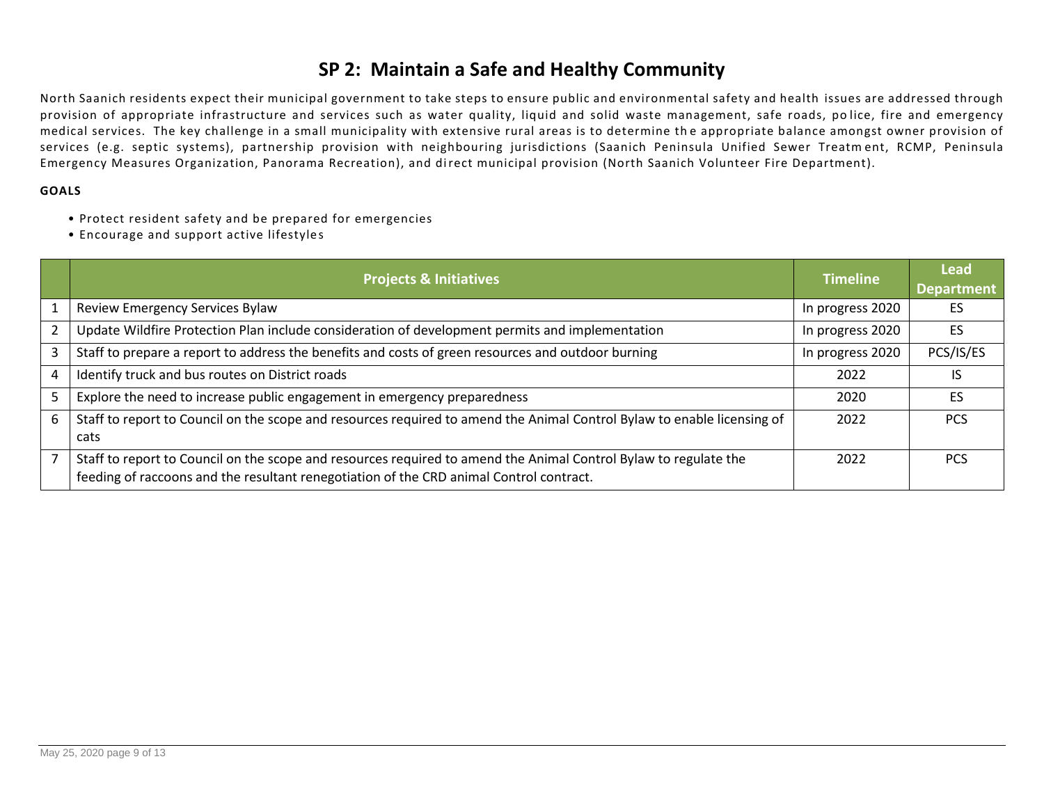# SP 2: Maintain a Safe and Healthy Community

North Saanich residents expect their municipal government to take steps to ensure public and environmental safety and health issues are addressed through provision of appropriate infrastructure and services such as water quality, liquid and solid waste management, safe roads, police, fire and emergency medical services. The key challenge in a small municipality with extensive rural areas is to determine the appropriate balance amongst owner provision of services (e.g. septic systems), partnership provision with neighbouring jurisdictions (Saanich Peninsula Unified Sewer Treatment, RCMP, Peninsula Emergency Measures Organization, Panorama Recreation), and direct municipal provision (North Saanich Volunteer Fire Department).

**GOALS**

- Protect resident safety and be prepared for emergencies
- Encourage and support active lifestyles

| | Projects & Initiatives | Timeline | Lead Department |
|---|---|---|---|
| 1 | Review Emergency Services Bylaw | In progress 2020 | ES |
| 2 | Update Wildfire Protection Plan include consideration of development permits and implementation | In progress 2020 | ES |
| 3 | Staff to prepare a report to address the benefits and costs of green resources and outdoor burning | In progress 2020 | PCS/IS/ES |
| 4 | Identify truck and bus routes on District roads | 2022 | IS |
| 5 | Explore the need to increase public engagement in emergency preparedness | 2020 | ES |
| 6 | Staff to report to Council on the scope and resources required to amend the Animal Control Bylaw to enable licensing of cats | 2022 | PCS |
| 7 | Staff to report to Council on the scope and resources required to amend the Animal Control Bylaw to regulate the feeding of raccoons and the resultant renegotiation of the CRD animal Control contract. | 2022 | PCS |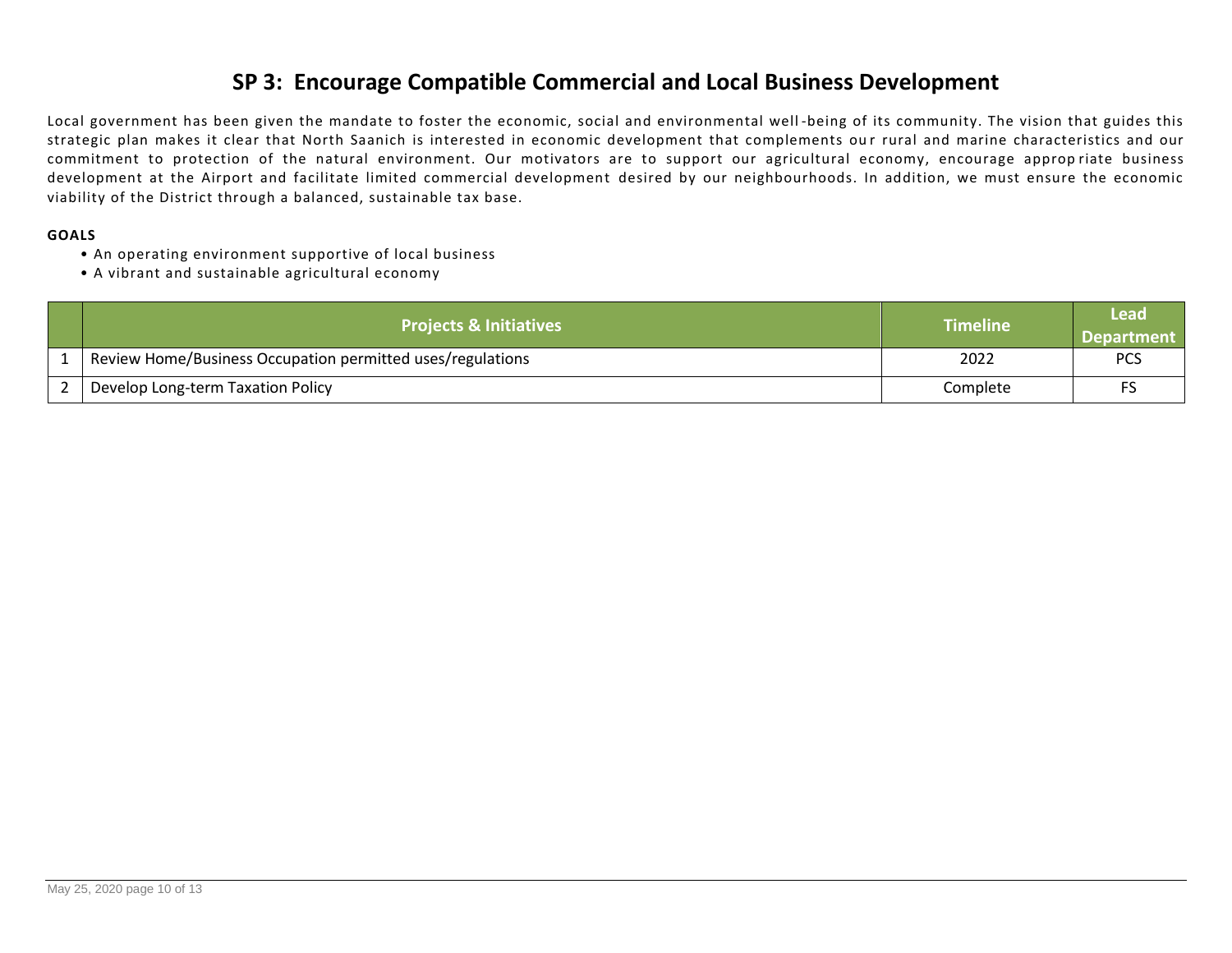# SP 3: Encourage Compatible Commercial and Local Business Development

Local government has been given the mandate to foster the economic, social and environmental well-being of its community. The vision that guides this strategic plan makes it clear that North Saanich is interested in economic development that complements our rural and marine characteristics and our commitment to protection of the natural environment. Our motivators are to support our agricultural economy, encourage appropriate business development at the Airport and facilitate limited commercial development desired by our neighbourhoods. In addition, we must ensure the economic viability of the District through a balanced, sustainable tax base.

**GOALS**

- An operating environment supportive of local business
- A vibrant and sustainable agricultural economy

| | Projects & Initiatives | Timeline | Lead Department |
|---|---|---|---|
| 1 | Review Home/Business Occupation permitted uses/regulations | 2022 | PCS |
| 2 | Develop Long-term Taxation Policy | Complete | FS |

May 25, 2020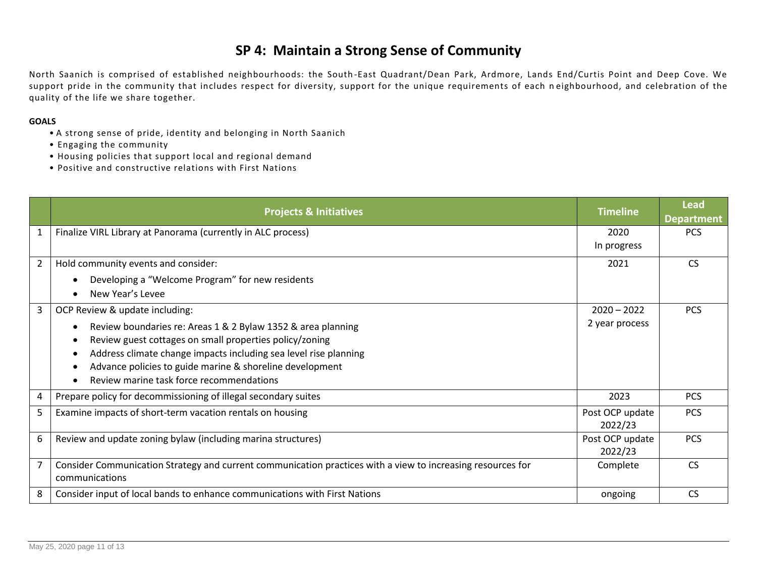# SP 4: Maintain a Strong Sense of Community

North Saanich is comprised of established neighbourhoods: the South-East Quadrant/Dean Park, Ardmore, Lands End/Curtis Point and Deep Cove. We support pride in the community that includes respect for diversity, support for the unique requirements of each neighbourhood, and celebration of the quality of the life we share together.

**GOALS**

- A strong sense of pride, identity and belonging in North Saanich
- Engaging the community
- Housing policies that support local and regional demand
- Positive and constructive relations with First Nations

| | Projects & Initiatives | Timeline | Lead Department |
|---|---|---|---|
| 1 | Finalize VIRL Library at Panorama (currently in ALC process) | 2020<br>In progress | PCS |
| 2 | Hold community events and consider:<br>• Developing a "Welcome Program" for new residents<br>• New Year's Levee | 2021 | CS |
| 3 | OCP Review & update including:<br>• Review boundaries re: Areas 1 & 2 Bylaw 1352 & area planning<br>• Review guest cottages on small properties policy/zoning<br>• Address climate change impacts including sea level rise planning<br>• Advance policies to guide marine & shoreline development<br>• Review marine task force recommendations | 2020 – 2022<br>2 year process | PCS |
| 4 | Prepare policy for decommissioning of illegal secondary suites | 2023 | PCS |
| 5 | Examine impacts of short-term vacation rentals on housing | Post OCP update 2022/23 | PCS |
| 6 | Review and update zoning bylaw (including marina structures) | Post OCP update 2022/23 | PCS |
| 7 | Consider Communication Strategy and current communication practices with a view to increasing resources for communications | Complete | CS |
| 8 | Consider input of local bands to enhance communications with First Nations | ongoing | CS |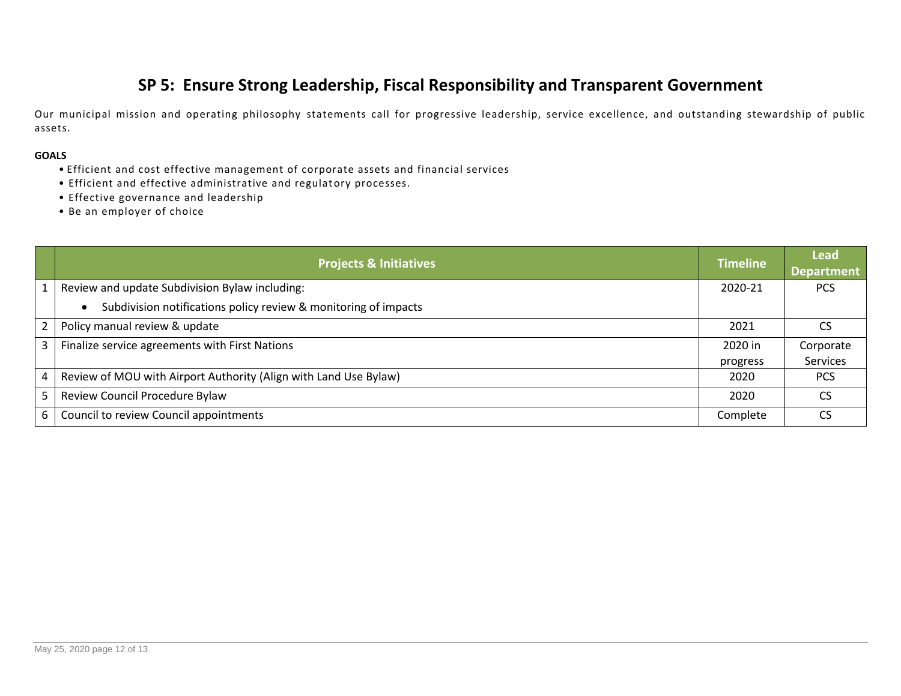# SP 5: Ensure Strong Leadership, Fiscal Responsibility and Transparent Government

Our municipal mission and operating philosophy statements call for progressive leadership, service excellence, and outstanding stewardship of public assets.

**GOALS**

- Efficient and cost effective management of corporate assets and financial services
- Efficient and effective administrative and regulatory processes.
- Effective governance and leadership
- Be an employer of choice

| | Projects & Initiatives | Timeline | Lead Department |
|---|---|---|---|
| 1 | Review and update Subdivision Bylaw including:<br>• Subdivision notifications policy review & monitoring of impacts | 2020-21 | PCS |
| 2 | Policy manual review & update | 2021 | CS |
| 3 | Finalize service agreements with First Nations | 2020 in progress | Corporate Services |
| 4 | Review of MOU with Airport Authority (Align with Land Use Bylaw) | 2020 | PCS |
| 5 | Review Council Procedure Bylaw | 2020 | CS |
| 6 | Council to review Council appointments | Complete | CS |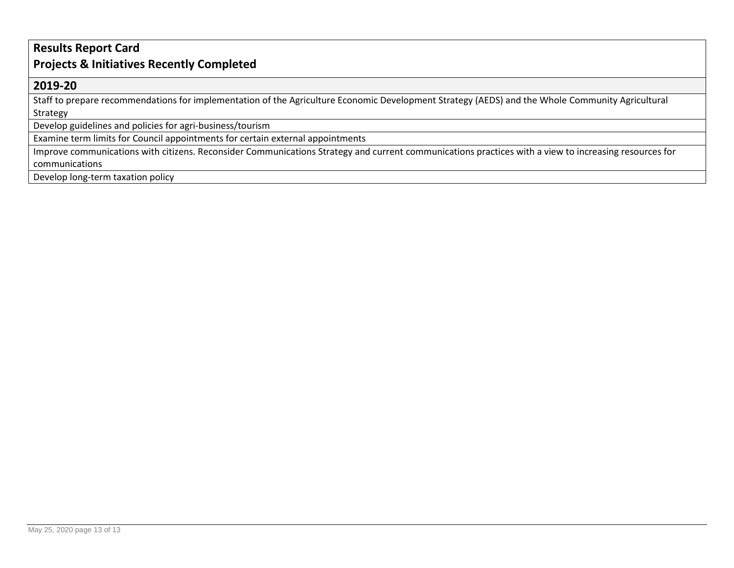## Results Report Card
## Projects & Initiatives Recently Completed

| 2019-20 |
| --- |
| Staff to prepare recommendations for implementation of the Agriculture Economic Development Strategy (AEDS) and the Whole Community Agricultural Strategy |
| Develop guidelines and policies for agri-business/tourism |
| Examine term limits for Council appointments for certain external appointments |
| Improve communications with citizens. Reconsider Communications Strategy and current communications practices with a view to increasing resources for communications |
| Develop long-term taxation policy |